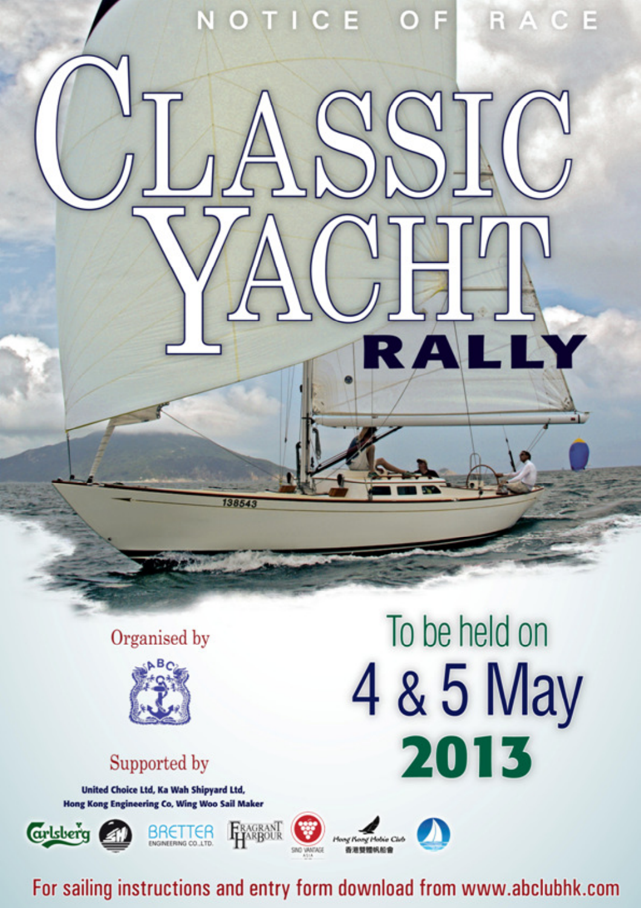NOTICE OF RACE

# CLASSIC YACHT RALLY

To be held on

**4 & 5 May 2013**

Organised by

ABC

Supported by

**United Choice Ltd, Ka Wah Shipyard Ltd, Hong Kong Engineering Co, Wing Woo Sail Maker**

Carlsberg · BRETTER ENGINEERING CO.,LTD. · FRAGRANT HARBOUR · SINO VANTAGE ASIA · Hong Kong Hobie Club 香港雙體帆船會

For sailing instructions and entry form download from www.abclubhk.com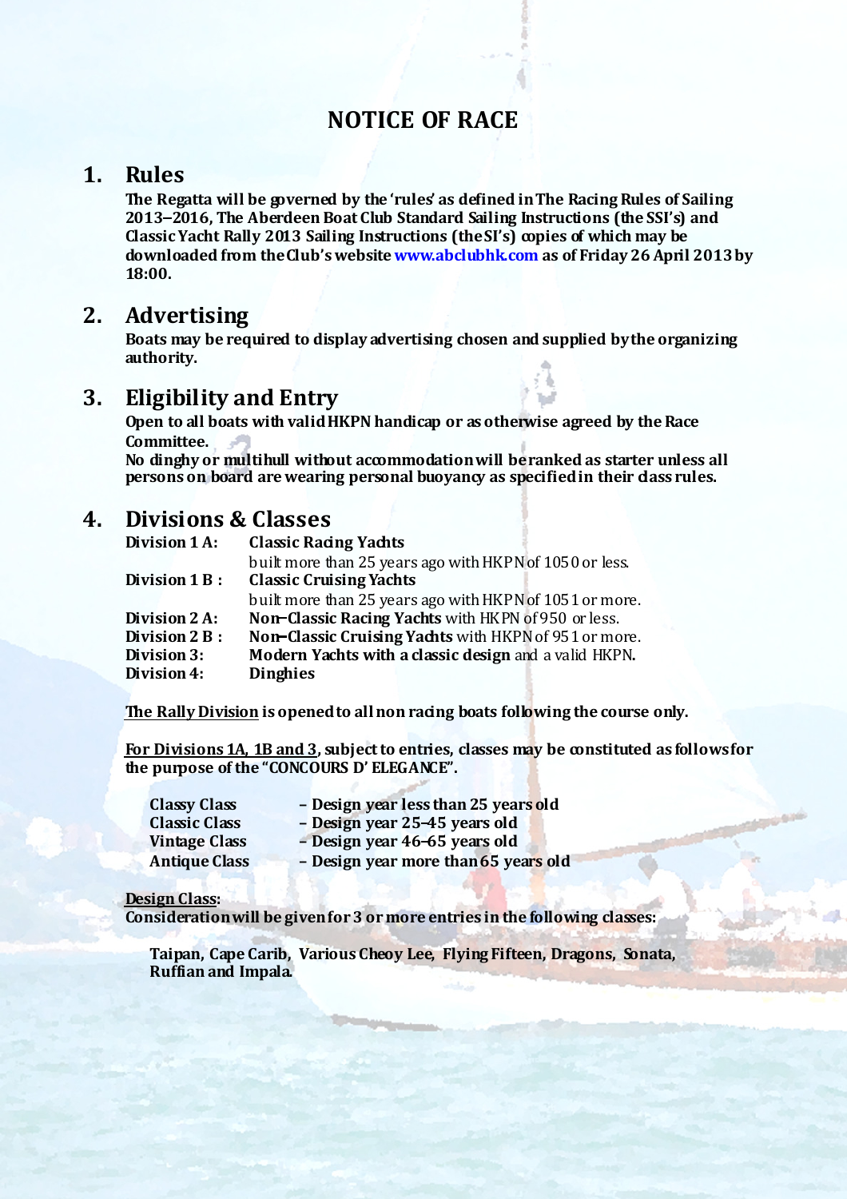# NOTICE OF RACE

## 1. Rules

**The Regatta will be governed by the 'rules' as defined in The Racing Rules of Sailing 2013–2016, The Aberdeen Boat Club Standard Sailing Instructions (the SSI's) and Classic Yacht Rally 2013 Sailing Instructions (the SI's) copies of which may be downloaded from the Club's website www.abclubhk.com as of Friday 26 April 2013 by 18:00.**

## 2. Advertising

**Boats may be required to display advertising chosen and supplied by the organizing authority.**

## 3. Eligibility and Entry

**Open to all boats with valid HKPN handicap or as otherwise agreed by the Race Committee.**
**No dinghy or multihull without accommodation will be ranked as starter unless all persons on board are wearing personal buoyancy as specified in their class rules.**

## 4. Divisions & Classes

| | |
|---|---|
| **Division 1 A:** | **Classic Racing Yachts** built more than 25 years ago with HKPN of 1050 or less. |
| **Division 1 B :** | **Classic Cruising Yachts** built more than 25 years ago with HKPN of 1051 or more. |
| **Division 2 A:** | **Non-Classic Racing Yachts** with HKPN of 950 or less. |
| **Division 2 B :** | **Non-Classic Cruising Yachts** with HKPN of 951 or more. |
| **Division 3:** | **Modern Yachts with a classic design** and a valid HKPN**.** |
| **Division 4:** | **Dinghies** |

**The Rally Division is opened to all non racing boats following the course only.**

**For Divisions 1A, 1B and 3, subject to entries, classes may be constituted as follows for the purpose of the "CONCOURS D' ELEGANCE".**

| | |
|---|---|
| **Classy Class** | **– Design year less than 25 years old** |
| **Classic Class** | **– Design year 25-45 years old** |
| **Vintage Class** | **– Design year 46-65 years old** |
| **Antique Class** | **– Design year more than 65 years old** |

**Design Class:**
**Consideration will be given for 3 or more entries in the following classes:**

**Taipan, Cape Carib, Various Cheoy Lee, Flying Fifteen, Dragons, Sonata, Ruffian and Impala.**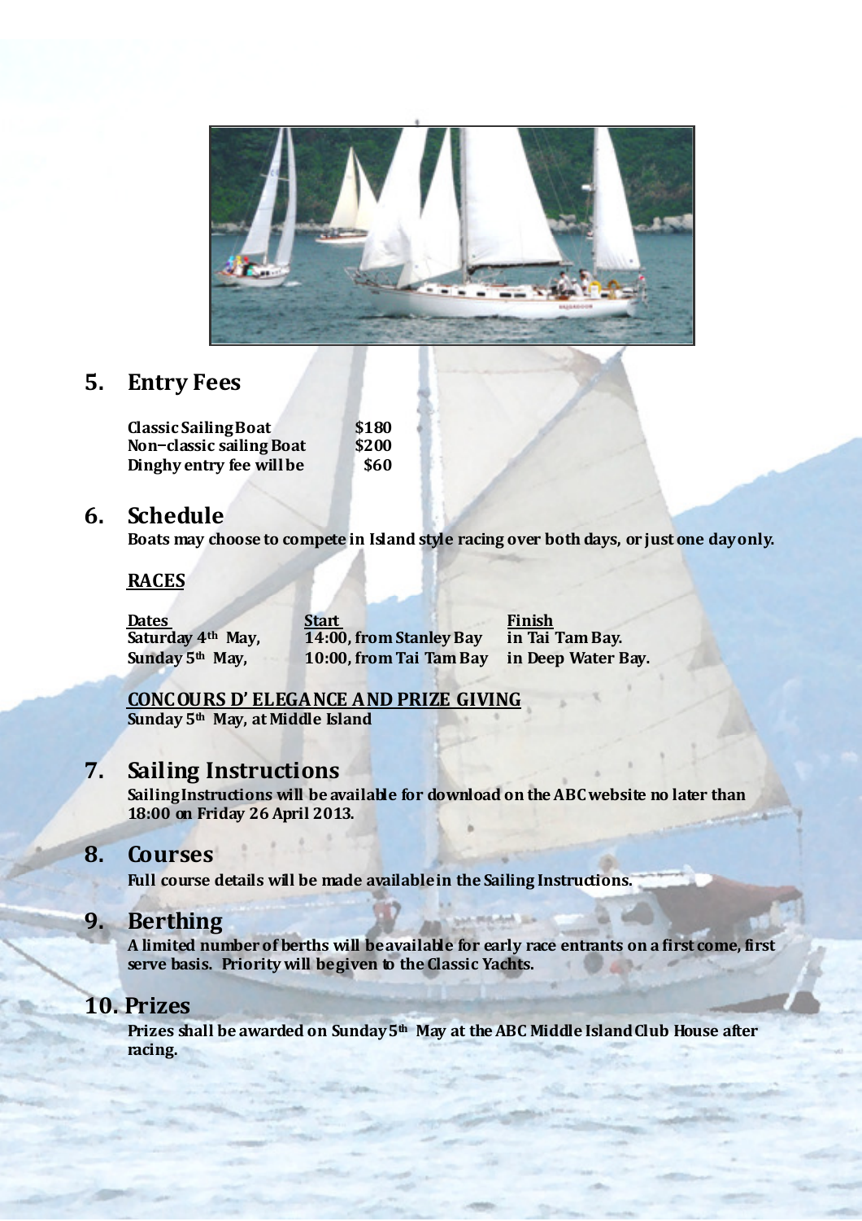## 5. Entry Fees

| | |
|---|---|
| Classic Sailing Boat | $180 |
| Non–classic sailing Boat | $200 |
| Dinghy entry fee will be | $60 |

## 6. Schedule

Boats may choose to compete in Island style racing over both days, or just one day only.

**RACES**

| Dates | Start | Finish |
|---|---|---|
| Saturday 4th May, | 14:00, from Stanley Bay | in Tai Tam Bay. |
| Sunday 5th May, | 10:00, from Tai Tam Bay | in Deep Water Bay. |

**CONCOURS D' ELEGANCE AND PRIZE GIVING**

Sunday 5th May, at Middle Island

## 7. Sailing Instructions

Sailing Instructions will be available for download on the ABC website no later than 18:00 on Friday 26 April 2013.

## 8. Courses

Full course details will be made available in the Sailing Instructions.

## 9. Berthing

A limited number of berths will be available for early race entrants on a first come, first serve basis. Priority will be given to the Classic Yachts.

## 10. Prizes

Prizes shall be awarded on Sunday 5th May at the ABC Middle Island Club House after racing.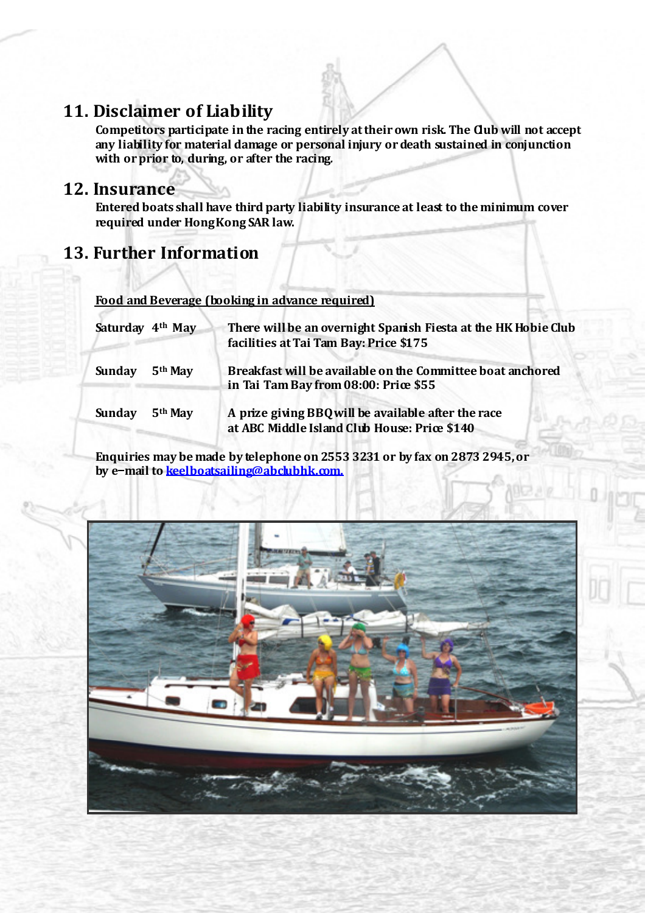## 11. Disclaimer of Liability

**Competitors participate in the racing entirely at their own risk. The Club will not accept any liability for material damage or personal injury or death sustained in conjunction with or prior to, during, or after the racing.**

## 12. Insurance

**Entered boats shall have third party liability insurance at least to the minimum cover required under Hong Kong SAR law.**

## 13. Further Information

**Food and Beverage (booking in advance required)**

| | | |
|---|---|---|
| **Saturday** | **4th May** | **There will be an overnight Spanish Fiesta at the HK Hobie Club facilities at Tai Tam Bay: Price $175** |
| **Sunday** | **5th May** | **Breakfast will be available on the Committee boat anchored in Tai Tam Bay from 08:00: Price $55** |
| **Sunday** | **5th May** | **A prize giving BBQ will be available after the race at ABC Middle Island Club House: Price $140** |

**Enquiries may be made by telephone on 2553 3231 or by fax on 2873 2945, or by e-mail to keelboatsailing@abclubhk.com.**